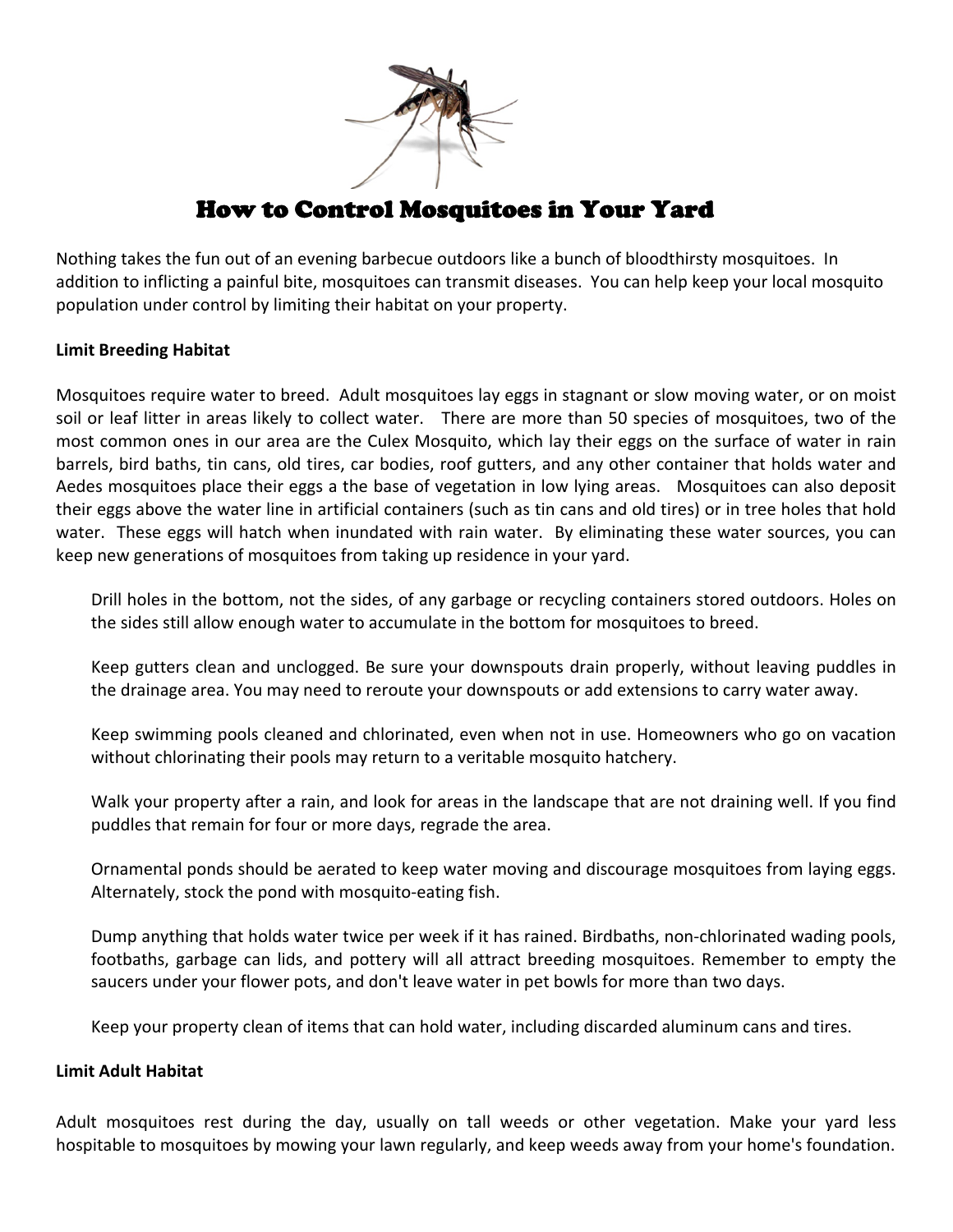# How to Control Mosquitoes in Your Yard

Nothing takes the fun out of an evening barbecue outdoors like a bunch of bloodthirsty mosquitoes. In addition to inflicting a painful bite, mosquitoes can transmit diseases. You can help keep your local mosquito population under control by limiting their habitat on your property.

**Limit Breeding Habitat**

Mosquitoes require water to breed. Adult mosquitoes lay eggs in stagnant or slow moving water, or on moist soil or leaf litter in areas likely to collect water. There are more than 50 species of mosquitoes, two of the most common ones in our area are the Culex Mosquito, which lay their eggs on the surface of water in rain barrels, bird baths, tin cans, old tires, car bodies, roof gutters, and any other container that holds water and Aedes mosquitoes place their eggs a the base of vegetation in low lying areas. Mosquitoes can also deposit their eggs above the water line in artificial containers (such as tin cans and old tires) or in tree holes that hold water. These eggs will hatch when inundated with rain water. By eliminating these water sources, you can keep new generations of mosquitoes from taking up residence in your yard.

Drill holes in the bottom, not the sides, of any garbage or recycling containers stored outdoors. Holes on the sides still allow enough water to accumulate in the bottom for mosquitoes to breed.

Keep gutters clean and unclogged. Be sure your downspouts drain properly, without leaving puddles in the drainage area. You may need to reroute your downspouts or add extensions to carry water away.

Keep swimming pools cleaned and chlorinated, even when not in use. Homeowners who go on vacation without chlorinating their pools may return to a veritable mosquito hatchery.

Walk your property after a rain, and look for areas in the landscape that are not draining well. If you find puddles that remain for four or more days, regrade the area.

Ornamental ponds should be aerated to keep water moving and discourage mosquitoes from laying eggs. Alternately, stock the pond with mosquito-eating fish.

Dump anything that holds water twice per week if it has rained. Birdbaths, non-chlorinated wading pools, footbaths, garbage can lids, and pottery will all attract breeding mosquitoes. Remember to empty the saucers under your flower pots, and don't leave water in pet bowls for more than two days.

Keep your property clean of items that can hold water, including discarded aluminum cans and tires.

**Limit Adult Habitat**

Adult mosquitoes rest during the day, usually on tall weeds or other vegetation. Make your yard less hospitable to mosquitoes by mowing your lawn regularly, and keep weeds away from your home's foundation.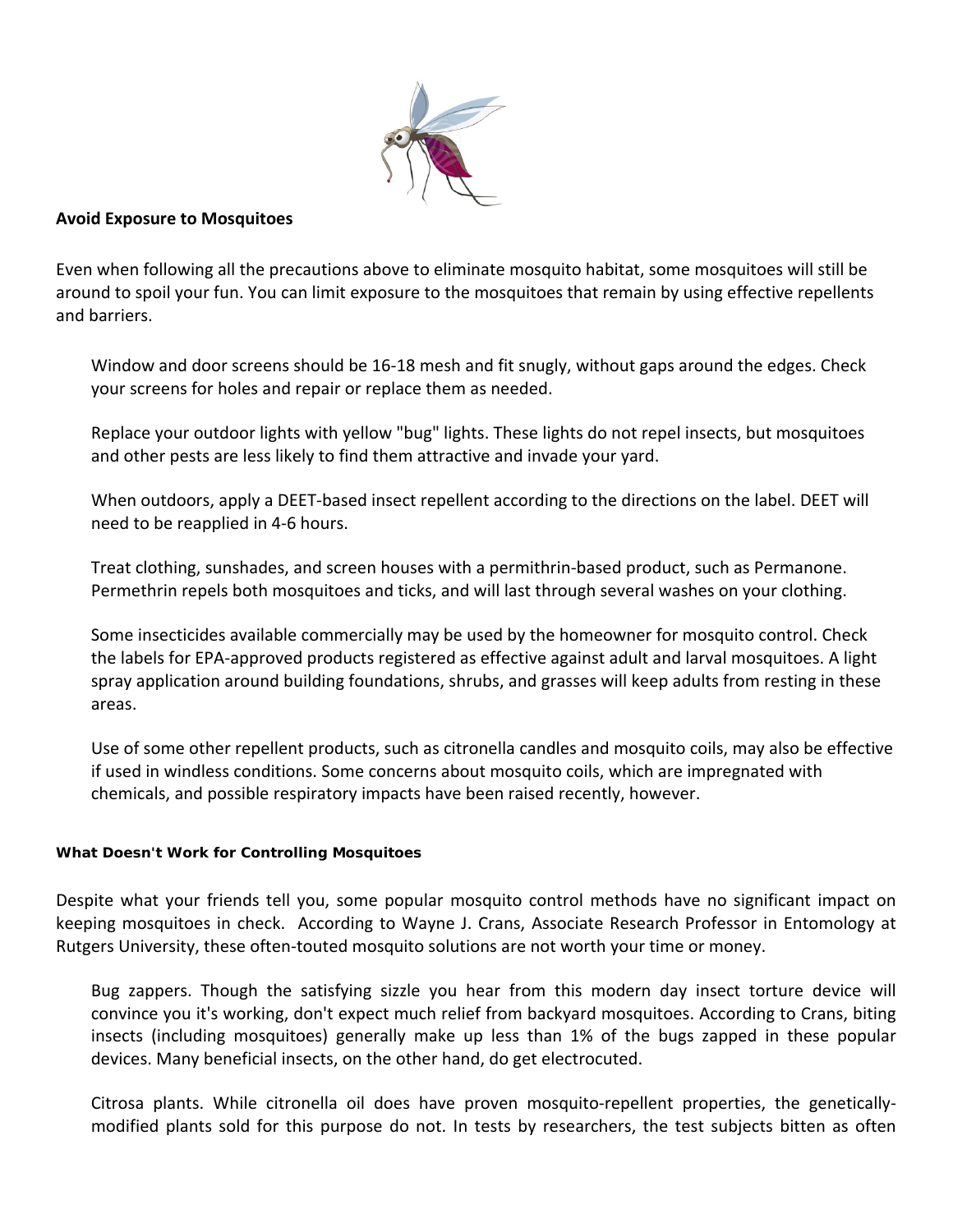**Avoid Exposure to Mosquitoes**

Even when following all the precautions above to eliminate mosquito habitat, some mosquitoes will still be around to spoil your fun. You can limit exposure to the mosquitoes that remain by using effective repellents and barriers.

Window and door screens should be 16-18 mesh and fit snugly, without gaps around the edges. Check your screens for holes and repair or replace them as needed.

Replace your outdoor lights with yellow "bug" lights. These lights do not repel insects, but mosquitoes and other pests are less likely to find them attractive and invade your yard.

When outdoors, apply a DEET-based insect repellent according to the directions on the label. DEET will need to be reapplied in 4-6 hours.

Treat clothing, sunshades, and screen houses with a permithrin-based product, such as Permanone. Permethrin repels both mosquitoes and ticks, and will last through several washes on your clothing.

Some insecticides available commercially may be used by the homeowner for mosquito control. Check the labels for EPA-approved products registered as effective against adult and larval mosquitoes. A light spray application around building foundations, shrubs, and grasses will keep adults from resting in these areas.

Use of some other repellent products, such as citronella candles and mosquito coils, may also be effective if used in windless conditions. Some concerns about mosquito coils, which are impregnated with chemicals, and possible respiratory impacts have been raised recently, however.

**What Doesn't Work for Controlling Mosquitoes**

Despite what your friends tell you, some popular mosquito control methods have no significant impact on keeping mosquitoes in check. According to Wayne J. Crans, Associate Research Professor in Entomology at Rutgers University, these often-touted mosquito solutions are not worth your time or money.

Bug zappers. Though the satisfying sizzle you hear from this modern day insect torture device will convince you it's working, don't expect much relief from backyard mosquitoes. According to Crans, biting insects (including mosquitoes) generally make up less than 1% of the bugs zapped in these popular devices. Many beneficial insects, on the other hand, do get electrocuted.

Citrosa plants. While citronella oil does have proven mosquito-repellent properties, the genetically-modified plants sold for this purpose do not. In tests by researchers, the test subjects bitten as often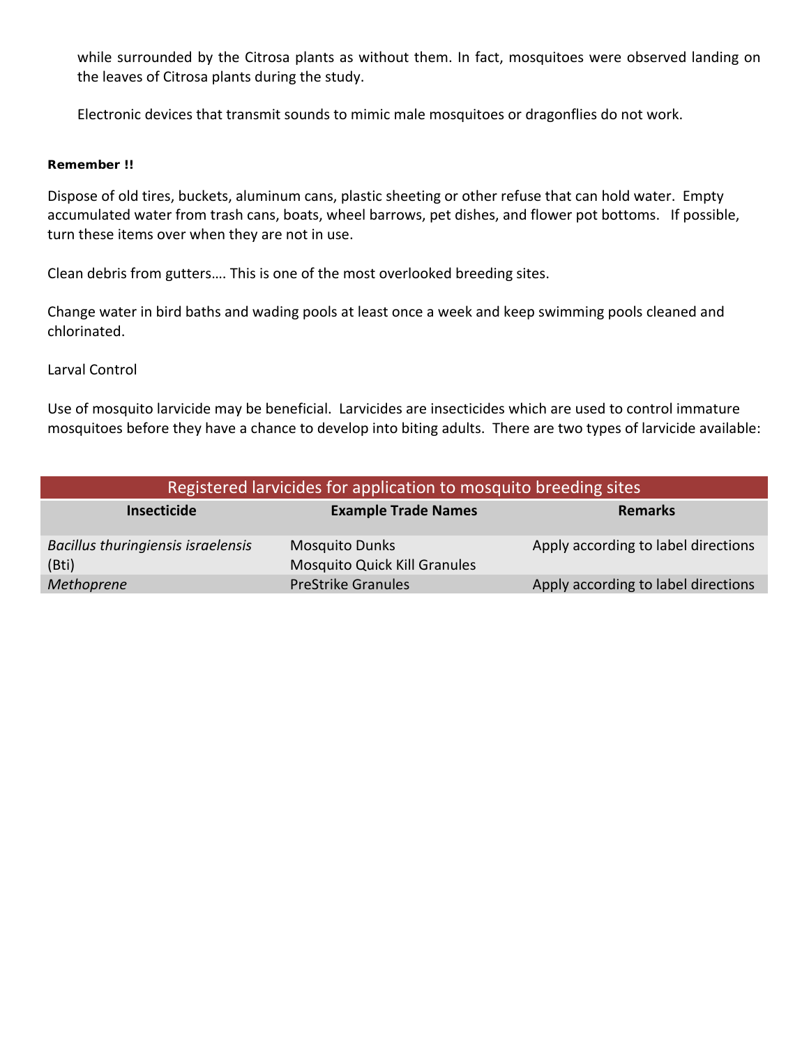while surrounded by the Citrosa plants as without them. In fact, mosquitoes were observed landing on the leaves of Citrosa plants during the study.

Electronic devices that transmit sounds to mimic male mosquitoes or dragonflies do not work.

**Remember !!**

Dispose of old tires, buckets, aluminum cans, plastic sheeting or other refuse that can hold water. Empty accumulated water from trash cans, boats, wheel barrows, pet dishes, and flower pot bottoms. If possible, turn these items over when they are not in use.

Clean debris from gutters…. This is one of the most overlooked breeding sites.

Change water in bird baths and wading pools at least once a week and keep swimming pools cleaned and chlorinated.

Larval Control

Use of mosquito larvicide may be beneficial. Larvicides are insecticides which are used to control immature mosquitoes before they have a chance to develop into biting adults. There are two types of larvicide available:

Registered larvicides for application to mosquito breeding sites

| Insecticide | Example Trade Names | Remarks |
| --- | --- | --- |
| *Bacillus thuringiensis israelensis* (Bti) | Mosquito Dunks<br>Mosquito Quick Kill Granules | Apply according to label directions |
| *Methoprene* | PreStrike Granules | Apply according to label directions |